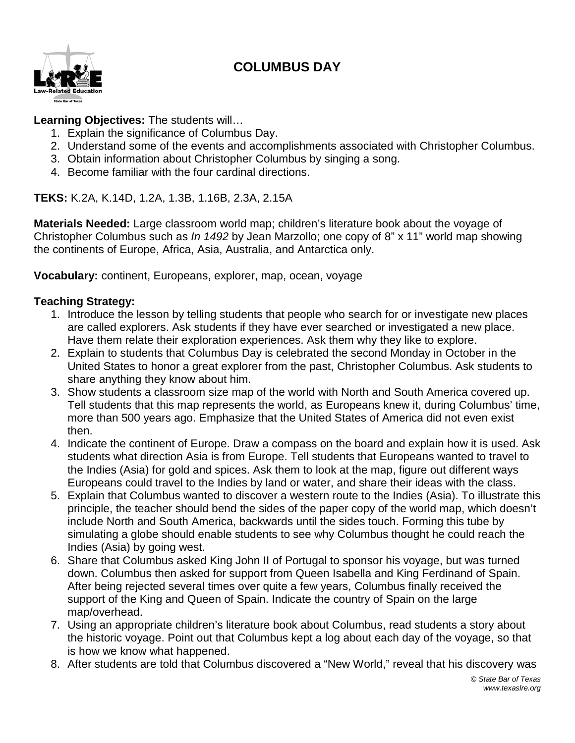# COLUMBUS DAY

**Learning Objectives:** The students will…

1. Explain the significance of Columbus Day.
2. Understand some of the events and accomplishments associated with Christopher Columbus.
3. Obtain information about Christopher Columbus by singing a song.
4. Become familiar with the four cardinal directions.

**TEKS:** K.2A, K.14D, 1.2A, 1.3B, 1.16B, 2.3A, 2.15A

**Materials Needed:** Large classroom world map; children's literature book about the voyage of Christopher Columbus such as *In 1492* by Jean Marzollo; one copy of 8" x 11" world map showing the continents of Europe, Africa, Asia, Australia, and Antarctica only.

**Vocabulary:** continent, Europeans, explorer, map, ocean, voyage

**Teaching Strategy:**

1. Introduce the lesson by telling students that people who search for or investigate new places are called explorers. Ask students if they have ever searched or investigated a new place. Have them relate their exploration experiences. Ask them why they like to explore.
2. Explain to students that Columbus Day is celebrated the second Monday in October in the United States to honor a great explorer from the past, Christopher Columbus. Ask students to share anything they know about him.
3. Show students a classroom size map of the world with North and South America covered up. Tell students that this map represents the world, as Europeans knew it, during Columbus' time, more than 500 years ago. Emphasize that the United States of America did not even exist then.
4. Indicate the continent of Europe. Draw a compass on the board and explain how it is used. Ask students what direction Asia is from Europe. Tell students that Europeans wanted to travel to the Indies (Asia) for gold and spices. Ask them to look at the map, figure out different ways Europeans could travel to the Indies by land or water, and share their ideas with the class.
5. Explain that Columbus wanted to discover a western route to the Indies (Asia). To illustrate this principle, the teacher should bend the sides of the paper copy of the world map, which doesn't include North and South America, backwards until the sides touch. Forming this tube by simulating a globe should enable students to see why Columbus thought he could reach the Indies (Asia) by going west.
6. Share that Columbus asked King John II of Portugal to sponsor his voyage, but was turned down. Columbus then asked for support from Queen Isabella and King Ferdinand of Spain. After being rejected several times over quite a few years, Columbus finally received the support of the King and Queen of Spain. Indicate the country of Spain on the large map/overhead.
7. Using an appropriate children's literature book about Columbus, read students a story about the historic voyage. Point out that Columbus kept a log about each day of the voyage, so that is how we know what happened.
8. After students are told that Columbus discovered a "New World," reveal that his discovery was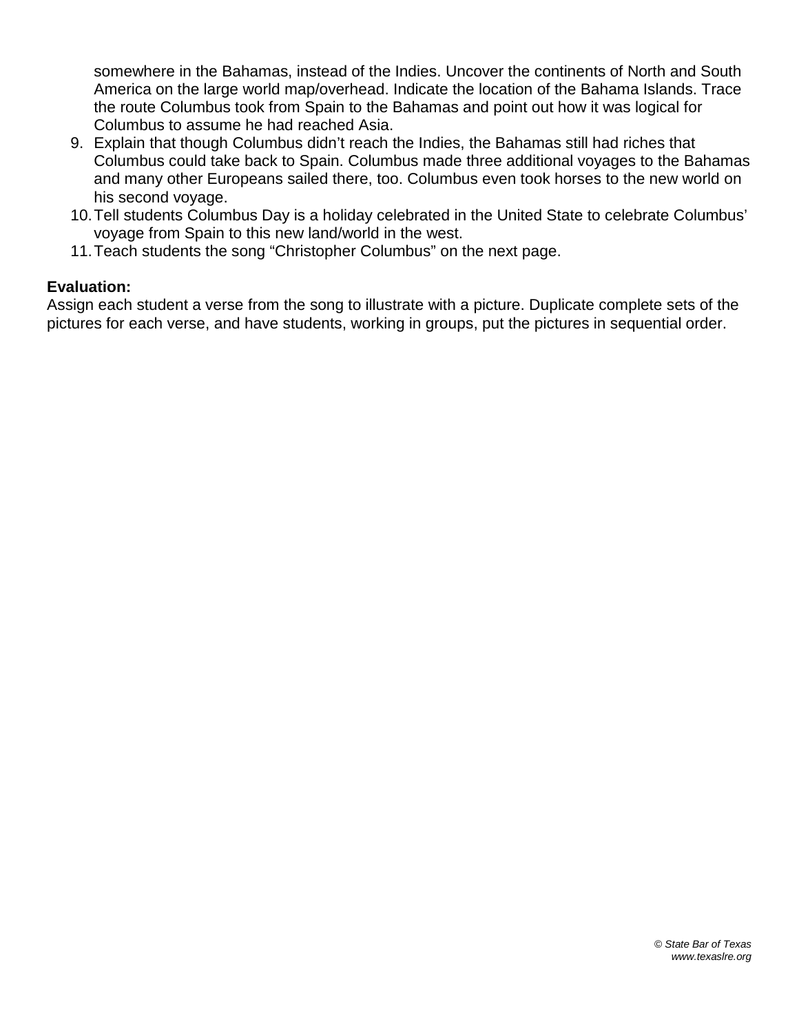somewhere in the Bahamas, instead of the Indies. Uncover the continents of North and South America on the large world map/overhead. Indicate the location of the Bahama Islands. Trace the route Columbus took from Spain to the Bahamas and point out how it was logical for Columbus to assume he had reached Asia.

9. Explain that though Columbus didn't reach the Indies, the Bahamas still had riches that Columbus could take back to Spain. Columbus made three additional voyages to the Bahamas and many other Europeans sailed there, too. Columbus even took horses to the new world on his second voyage.
10. Tell students Columbus Day is a holiday celebrated in the United State to celebrate Columbus' voyage from Spain to this new land/world in the west.
11. Teach students the song "Christopher Columbus" on the next page.

**Evaluation:**
Assign each student a verse from the song to illustrate with a picture. Duplicate complete sets of the pictures for each verse, and have students, working in groups, put the pictures in sequential order.

*© State Bar of Texas*
*www.texaslre.org*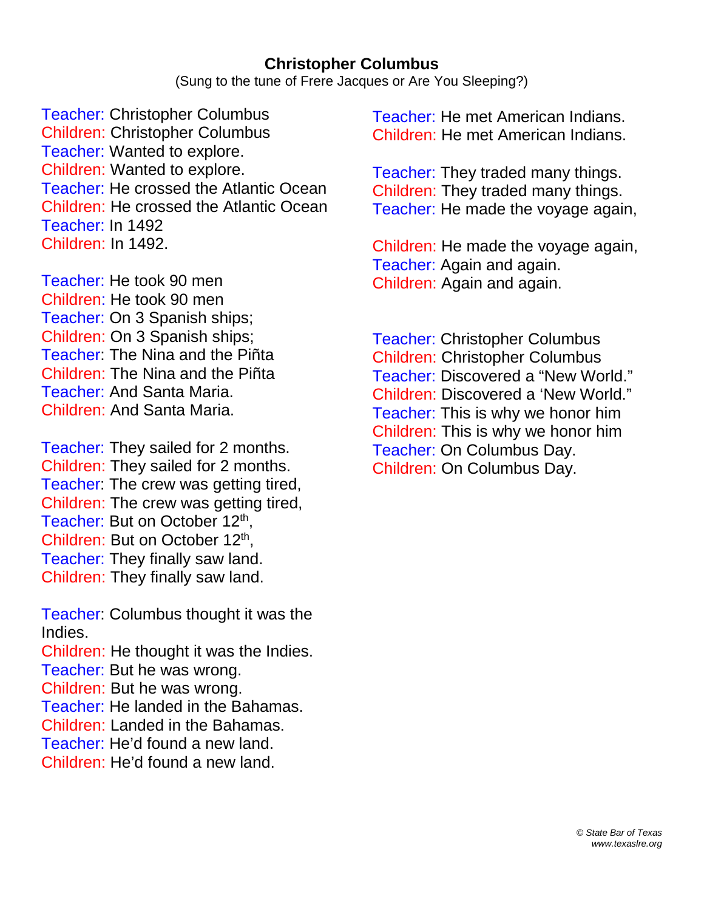**Christopher Columbus**

(Sung to the tune of Frere Jacques or Are You Sleeping?)

Teacher: Christopher Columbus
Children: Christopher Columbus
Teacher: Wanted to explore.
Children: Wanted to explore.
Teacher: He crossed the Atlantic Ocean
Children: He crossed the Atlantic Ocean
Teacher: In 1492
Children: In 1492.

Teacher: He took 90 men
Children: He took 90 men
Teacher: On 3 Spanish ships;
Children: On 3 Spanish ships;
Teacher: The Nina and the Piñta
Children: The Nina and the Piñta
Teacher: And Santa Maria.
Children: And Santa Maria.

Teacher: They sailed for 2 months.
Children: They sailed for 2 months.
Teacher: The crew was getting tired,
Children: The crew was getting tired,
Teacher: But on October 12th,
Children: But on October 12th,
Teacher: They finally saw land.
Children: They finally saw land.

Teacher: Columbus thought it was the Indies.
Children: He thought it was the Indies.
Teacher: But he was wrong.
Children: But he was wrong.
Teacher: He landed in the Bahamas.
Children: Landed in the Bahamas.
Teacher: He'd found a new land.
Children: He'd found a new land.

Teacher: He met American Indians.
Children: He met American Indians.

Teacher: They traded many things.
Children: They traded many things.
Teacher: He made the voyage again,

Children: He made the voyage again,
Teacher: Again and again.
Children: Again and again.

Teacher: Christopher Columbus
Children: Christopher Columbus
Teacher: Discovered a "New World."
Children: Discovered a 'New World."
Teacher: This is why we honor him
Children: This is why we honor him
Teacher: On Columbus Day.
Children: On Columbus Day.

*© State Bar of Texas*
*www.texaslre.org*